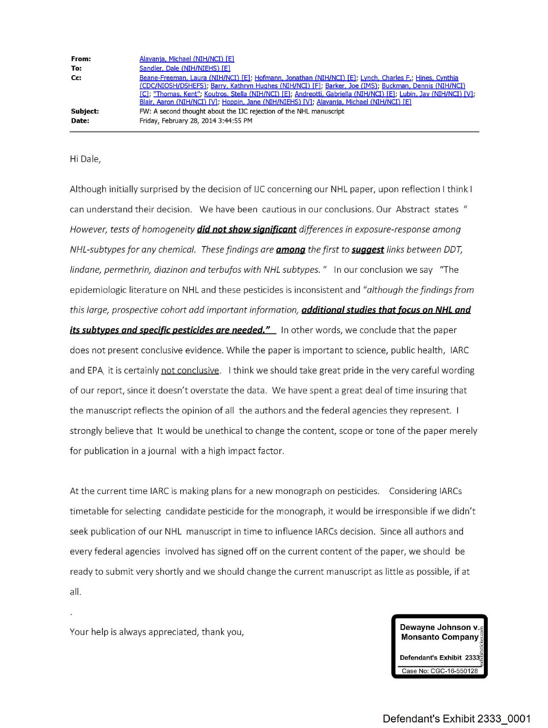**From:** Alavanja, Michael (NIH/NCI) [E]
**To:** Sandler, Dale (NIH/NIEHS) [E]
**Cc:** Beane-Freeman, Laura (NIH/NCI) [E]; Hofmann, Jonathan (NIH/NCI) [E]; Lynch, Charles F.; Hines, Cynthia (CDC/NIOSH/DSHEFS); Barry, Kathryn Hughes (NIH/NCI) [F]; Barker, Joe (IMS); Buckman, Dennis (NIH/NCI) [C]; "Thomas, Kent"; Koutros, Stella (NIH/NCI) [E]; Andreotti, Gabriella (NIH/NCI) [E]; Lubin, Jay (NIH/NCI) [V]; Blair, Aaron (NIH/NCI) [V]; Hoppin, Jane (NIH/NIEHS) [V]; Alavanja, Michael (NIH/NCI) [E]
**Subject:** FW: A second thought about the IJC rejection of the NHL manuscript
**Date:** Friday, February 28, 2014 3:44:55 PM

---

Hi Dale,

Although initially surprised by the decision of IJC concerning our NHL paper, upon reflection I think I can understand their decision. We have been cautious in our conclusions. Our Abstract states " *However, tests of homogeneity **did not show significant** differences in exposure-response among NHL-subtypes for any chemical. These findings are **among** the first to **suggest** links between DDT, lindane, permethrin, diazinon and terbufos with NHL subtypes.* " In our conclusion we say "The epidemiologic literature on NHL and these pesticides is inconsistent and "*although the findings from this large, prospective cohort add important information, **additional studies that focus on NHL and its subtypes and specific pesticides are needed.**"* In other words, we conclude that the paper does not present conclusive evidence. While the paper is important to science, public health, IARC and EPA, it is certainly not conclusive. I think we should take great pride in the very careful wording of our report, since it doesn't overstate the data. We have spent a great deal of time insuring that the manuscript reflects the opinion of all the authors and the federal agencies they represent. I strongly believe that It would be unethical to change the content, scope or tone of the paper merely for publication in a journal with a high impact factor.

At the current time IARC is making plans for a new monograph on pesticides. Considering IARCs timetable for selecting candidate pesticide for the monograph, it would be irresponsible if we didn't seek publication of our NHL manuscript in time to influence IARCs decision. Since all authors and every federal agencies involved has signed off on the current content of the paper, we should be ready to submit very shortly and we should change the current manuscript as little as possible, if at all.

.

Your help is always appreciated, thank you,

Dewayne Johnson v. Monsanto Company
Defendant's Exhibit 2333
Case No: CGC-16-550128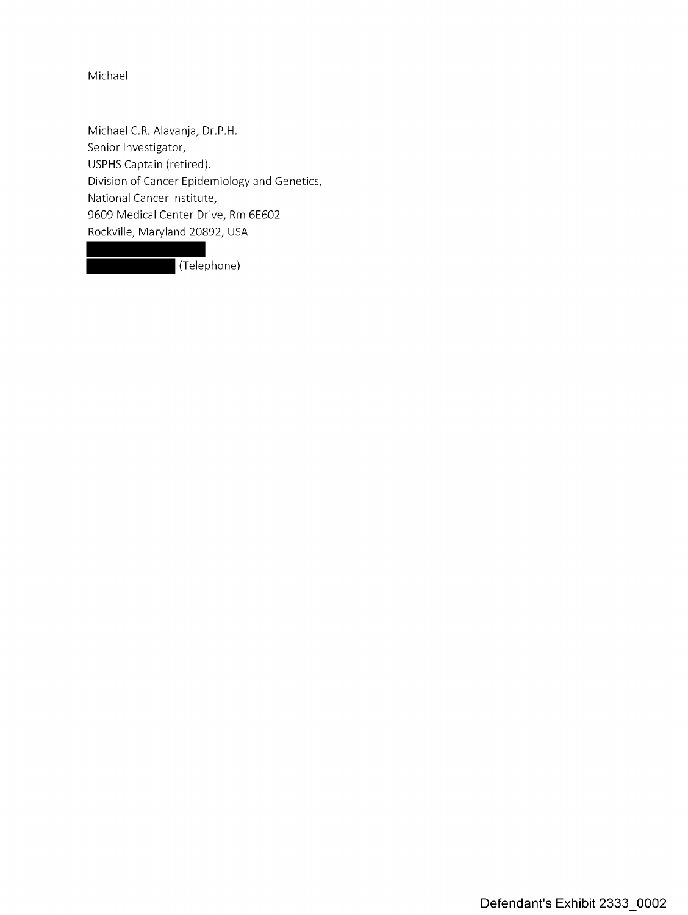Michael

Michael C.R. Alavanja, Dr.P.H.  
Senior Investigator,  
USPHS Captain (retired).  
Division of Cancer Epidemiology and Genetics,  
National Cancer Institute,  
9609 Medical Center Drive, Rm 6E602  
Rockville, Maryland 20892, USA  
[REDACTED]  
[REDACTED] (Telephone)

Defendant's Exhibit 2333_0002